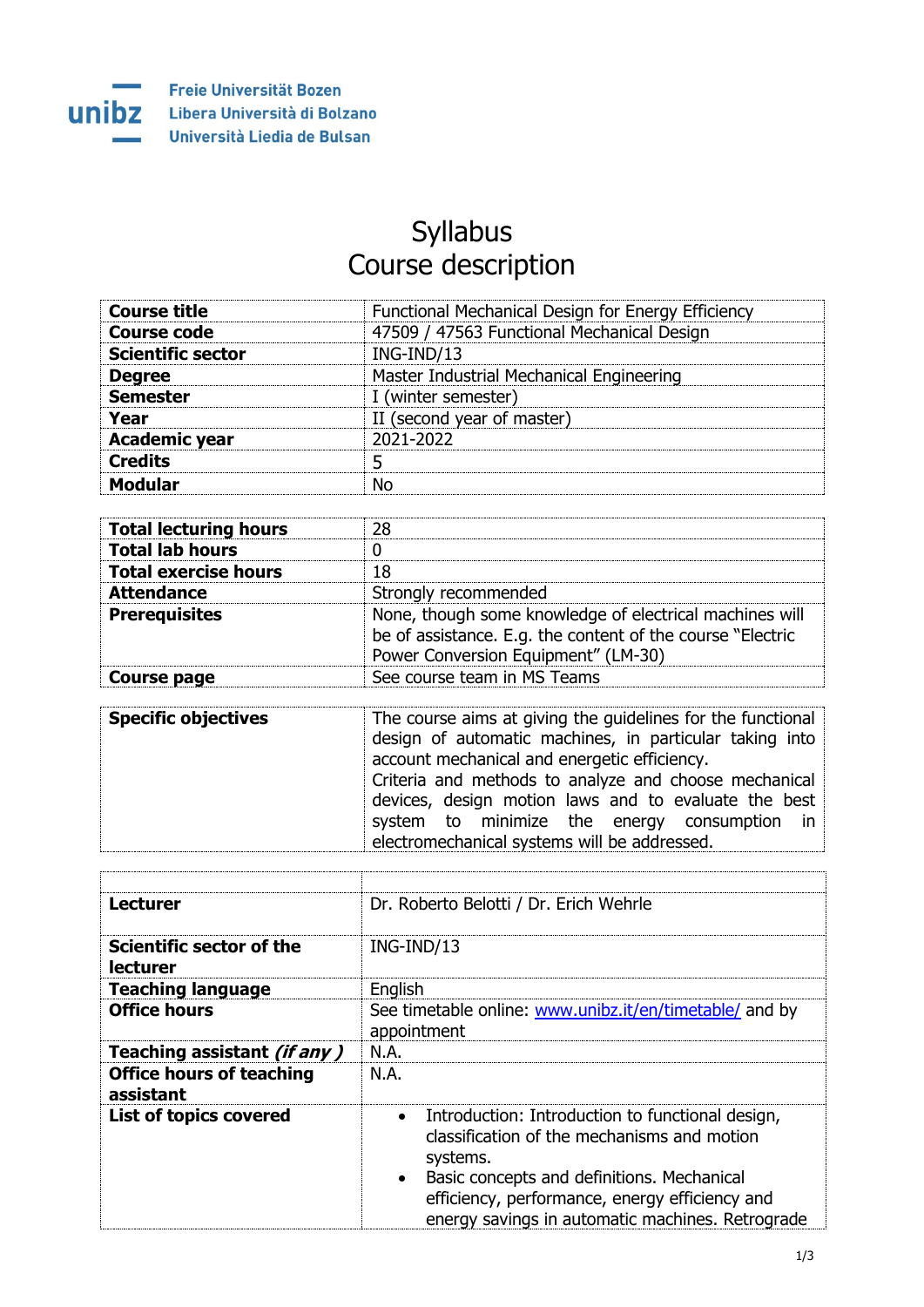Freie Universität Bozen
Libera Università di Bolzano
Università Liedia de Bulsan

# Syllabus
# Course description

| | |
|---|---|
| **Course title** | Functional Mechanical Design for Energy Efficiency |
| **Course code** | 47509 / 47563 Functional Mechanical Design |
| **Scientific sector** | ING-IND/13 |
| **Degree** | Master Industrial Mechanical Engineering |
| **Semester** | I (winter semester) |
| **Year** | II (second year of master) |
| **Academic year** | 2021-2022 |
| **Credits** | 5 |
| **Modular** | No |

| | |
|---|---|
| **Total lecturing hours** | 28 |
| **Total lab hours** | 0 |
| **Total exercise hours** | 18 |
| **Attendance** | Strongly recommended |
| **Prerequisites** | None, though some knowledge of electrical machines will be of assistance. E.g. the content of the course "Electric Power Conversion Equipment" (LM-30) |
| **Course page** | See course team in MS Teams |

| | |
|---|---|
| **Specific objectives** | The course aims at giving the guidelines for the functional design of automatic machines, in particular taking into account mechanical and energetic efficiency. Criteria and methods to analyze and choose mechanical devices, design motion laws and to evaluate the best system to minimize the energy consumption in electromechanical systems will be addressed. |

| | |
|---|---|
| | |
| **Lecturer** | Dr. Roberto Belotti / Dr. Erich Wehrle |
| **Scientific sector of the lecturer** | ING-IND/13 |
| **Teaching language** | English |
| **Office hours** | See timetable online: [www.unibz.it/en/timetable/](www.unibz.it/en/timetable/) and by appointment |
| **Teaching assistant *(if any )*** | N.A. |
| **Office hours of teaching assistant** | N.A. |
| **List of topics covered** | • Introduction: Introduction to functional design, classification of the mechanisms and motion systems. <br> • Basic concepts and definitions. Mechanical efficiency, performance, energy efficiency and energy savings in automatic machines. Retrograde |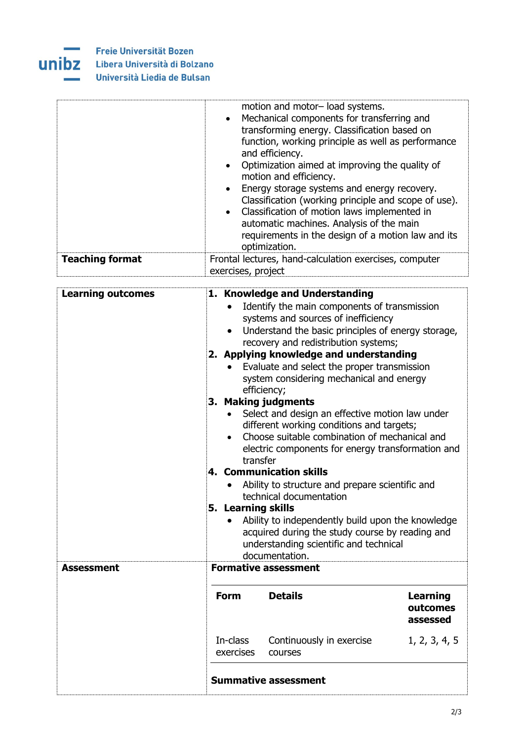| | |
|---|---|
| | motion and motor– load systems.<br>• Mechanical components for transferring and transforming energy. Classification based on function, working principle as well as performance and efficiency.<br>• Optimization aimed at improving the quality of motion and efficiency.<br>• Energy storage systems and energy recovery. Classification (working principle and scope of use).<br>• Classification of motion laws implemented in automatic machines. Analysis of the main requirements in the design of a motion law and its optimization. |
| **Teaching format** | Frontal lectures, hand-calculation exercises, computer exercises, project |

| | |
|---|---|
| **Learning outcomes** | **1. Knowledge and Understanding**<br>• Identify the main components of transmission systems and sources of inefficiency<br>• Understand the basic principles of energy storage, recovery and redistribution systems;<br>**2. Applying knowledge and understanding**<br>• Evaluate and select the proper transmission system considering mechanical and energy efficiency;<br>**3. Making judgments**<br>• Select and design an effective motion law under different working conditions and targets;<br>• Choose suitable combination of mechanical and electric components for energy transformation and transfer<br>**4. Communication skills**<br>• Ability to structure and prepare scientific and technical documentation<br>**5. Learning skills**<br>• Ability to independently build upon the knowledge acquired during the study course by reading and understanding scientific and technical documentation. |
| **Assessment** | **Formative assessment** |

| Form | Details | Learning outcomes assessed |
|---|---|---|
| In-class exercises | Continuously in exercise courses | 1, 2, 3, 4, 5 |

**Summative assessment**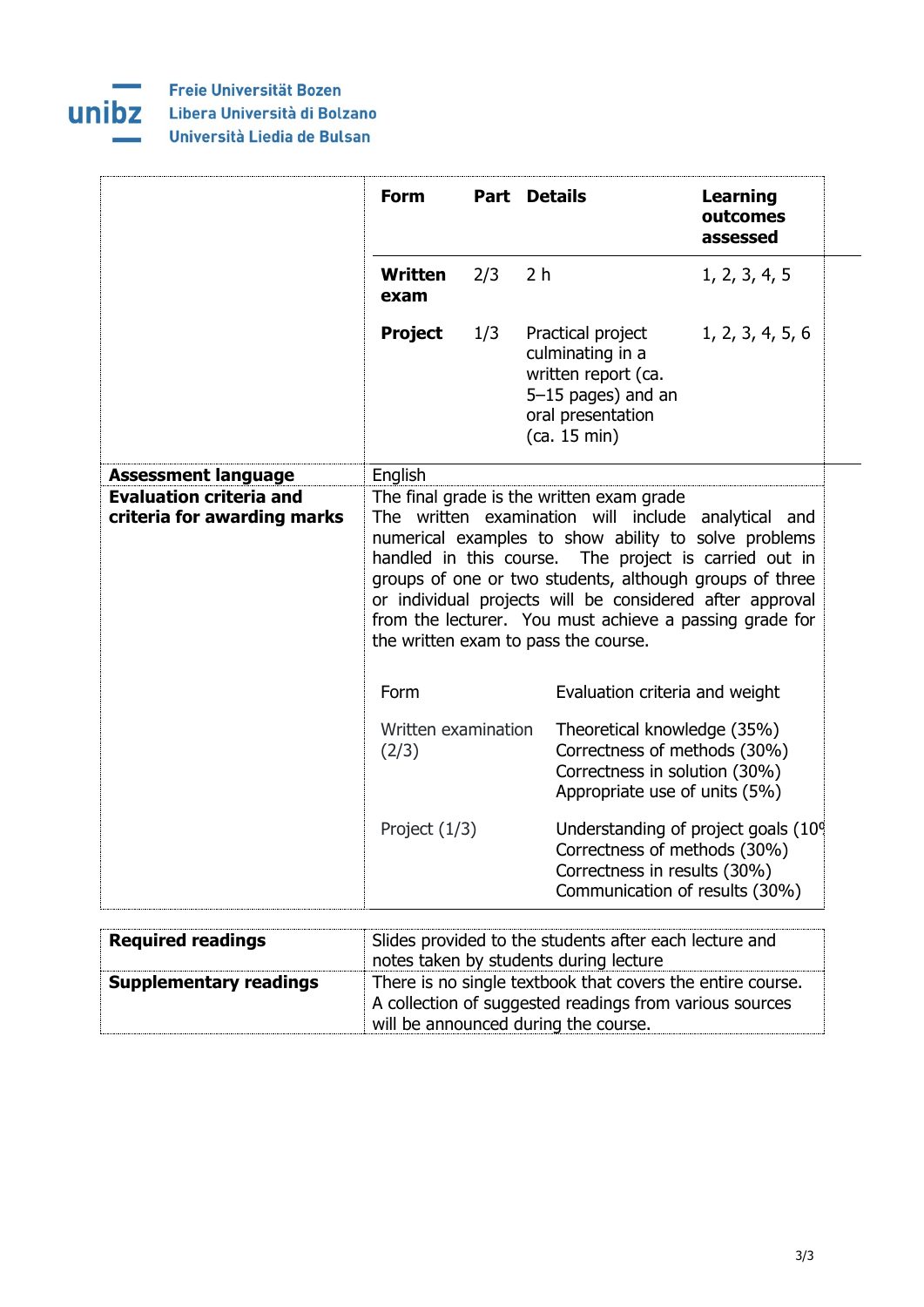| | |
|---|---|
| | **Form** / **Part** / **Details** / **Learning outcomes assessed**<br>**Written exam** / 2/3 / 2 h / 1, 2, 3, 4, 5<br>**Project** / 1/3 / Practical project culminating in a written report (ca. 5–15 pages) and an oral presentation (ca. 15 min) / 1, 2, 3, 4, 5, 6 |
| **Assessment language** | English |
| **Evaluation criteria and criteria for awarding marks** | The final grade is the written exam grade<br>The written examination will include analytical and numerical examples to show ability to solve problems handled in this course. The project is carried out in groups of one or two students, although groups of three or individual projects will be considered after approval from the lecturer. You must achieve a passing grade for the written exam to pass the course.<br><br>Form / Evaluation criteria and weight<br>Written examination (2/3): Theoretical knowledge (35%), Correctness of methods (30%), Correctness in solution (30%), Appropriate use of units (5%)<br>Project (1/3): Understanding of project goals (10%), Correctness of methods (30%), Correctness in results (30%), Communication of results (30%) |

| | |
|---|---|
| **Required readings** | Slides provided to the students after each lecture and notes taken by students during lecture |
| **Supplementary readings** | There is no single textbook that covers the entire course. A collection of suggested readings from various sources will be announced during the course. |